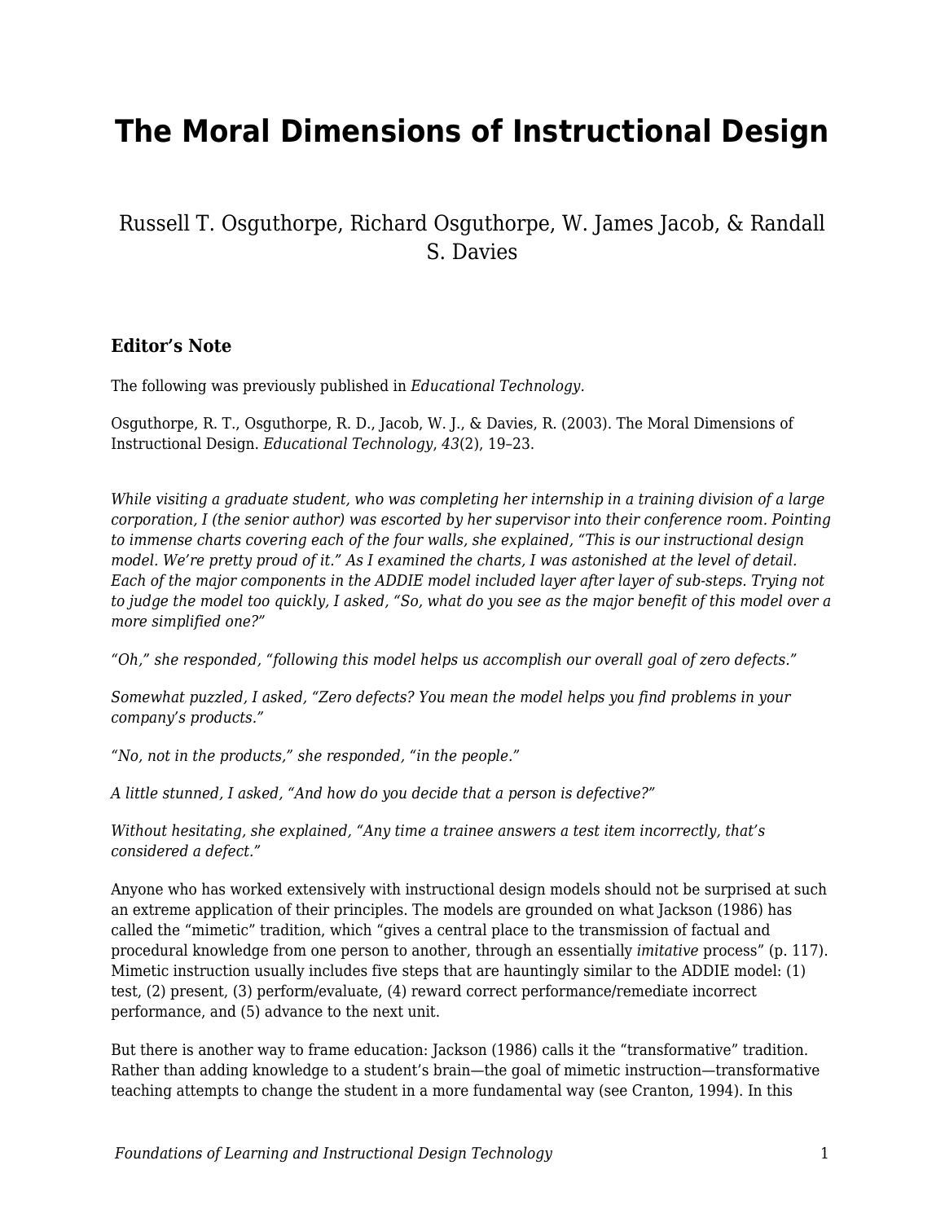# The Moral Dimensions of Instructional Design

Russell T. Osguthorpe, Richard Osguthorpe, W. James Jacob, & Randall S. Davies

### Editor's Note

The following was previously published in *Educational Technology.*

Osguthorpe, R. T., Osguthorpe, R. D., Jacob, W. J., & Davies, R. (2003). The Moral Dimensions of Instructional Design. *Educational Technology*, *43*(2), 19–23.

*While visiting a graduate student, who was completing her internship in a training division of a large corporation, I (the senior author) was escorted by her supervisor into their conference room. Pointing to immense charts covering each of the four walls, she explained, "This is our instructional design model. We're pretty proud of it." As I examined the charts, I was astonished at the level of detail. Each of the major components in the ADDIE model included layer after layer of sub-steps. Trying not to judge the model too quickly, I asked, "So, what do you see as the major benefit of this model over a more simplified one?"*

*"Oh," she responded, "following this model helps us accomplish our overall goal of zero defects."*

*Somewhat puzzled, I asked, "Zero defects? You mean the model helps you find problems in your company's products."*

*"No, not in the products," she responded, "in the people."*

*A little stunned, I asked, "And how do you decide that a person is defective?"*

*Without hesitating, she explained, "Any time a trainee answers a test item incorrectly, that's considered a defect."*

Anyone who has worked extensively with instructional design models should not be surprised at such an extreme application of their principles. The models are grounded on what Jackson (1986) has called the "mimetic" tradition, which "gives a central place to the transmission of factual and procedural knowledge from one person to another, through an essentially *imitative* process" (p. 117). Mimetic instruction usually includes five steps that are hauntingly similar to the ADDIE model: (1) test, (2) present, (3) perform/evaluate, (4) reward correct performance/remediate incorrect performance, and (5) advance to the next unit.

But there is another way to frame education: Jackson (1986) calls it the "transformative" tradition. Rather than adding knowledge to a student's brain—the goal of mimetic instruction—transformative teaching attempts to change the student in a more fundamental way (see Cranton, 1994). In this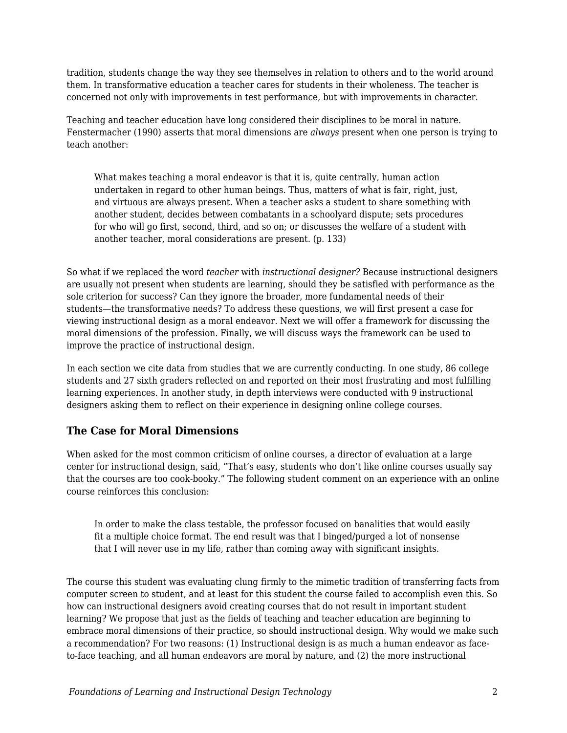tradition, students change the way they see themselves in relation to others and to the world around them. In transformative education a teacher cares for students in their wholeness. The teacher is concerned not only with improvements in test performance, but with improvements in character.

Teaching and teacher education have long considered their disciplines to be moral in nature. Fenstermacher (1990) asserts that moral dimensions are *always* present when one person is trying to teach another:

> What makes teaching a moral endeavor is that it is, quite centrally, human action undertaken in regard to other human beings. Thus, matters of what is fair, right, just, and virtuous are always present. When a teacher asks a student to share something with another student, decides between combatants in a schoolyard dispute; sets procedures for who will go first, second, third, and so on; or discusses the welfare of a student with another teacher, moral considerations are present. (p. 133)

So what if we replaced the word *teacher* with *instructional designer?* Because instructional designers are usually not present when students are learning, should they be satisfied with performance as the sole criterion for success? Can they ignore the broader, more fundamental needs of their students—the transformative needs? To address these questions, we will first present a case for viewing instructional design as a moral endeavor. Next we will offer a framework for discussing the moral dimensions of the profession. Finally, we will discuss ways the framework can be used to improve the practice of instructional design.

In each section we cite data from studies that we are currently conducting. In one study, 86 college students and 27 sixth graders reflected on and reported on their most frustrating and most fulfilling learning experiences. In another study, in depth interviews were conducted with 9 instructional designers asking them to reflect on their experience in designing online college courses.

### The Case for Moral Dimensions

When asked for the most common criticism of online courses, a director of evaluation at a large center for instructional design, said, "That's easy, students who don't like online courses usually say that the courses are too cook-booky." The following student comment on an experience with an online course reinforces this conclusion:

> In order to make the class testable, the professor focused on banalities that would easily fit a multiple choice format. The end result was that I binged/purged a lot of nonsense that I will never use in my life, rather than coming away with significant insights.

The course this student was evaluating clung firmly to the mimetic tradition of transferring facts from computer screen to student, and at least for this student the course failed to accomplish even this. So how can instructional designers avoid creating courses that do not result in important student learning? We propose that just as the fields of teaching and teacher education are beginning to embrace moral dimensions of their practice, so should instructional design. Why would we make such a recommendation? For two reasons: (1) Instructional design is as much a human endeavor as face-to-face teaching, and all human endeavors are moral by nature, and (2) the more instructional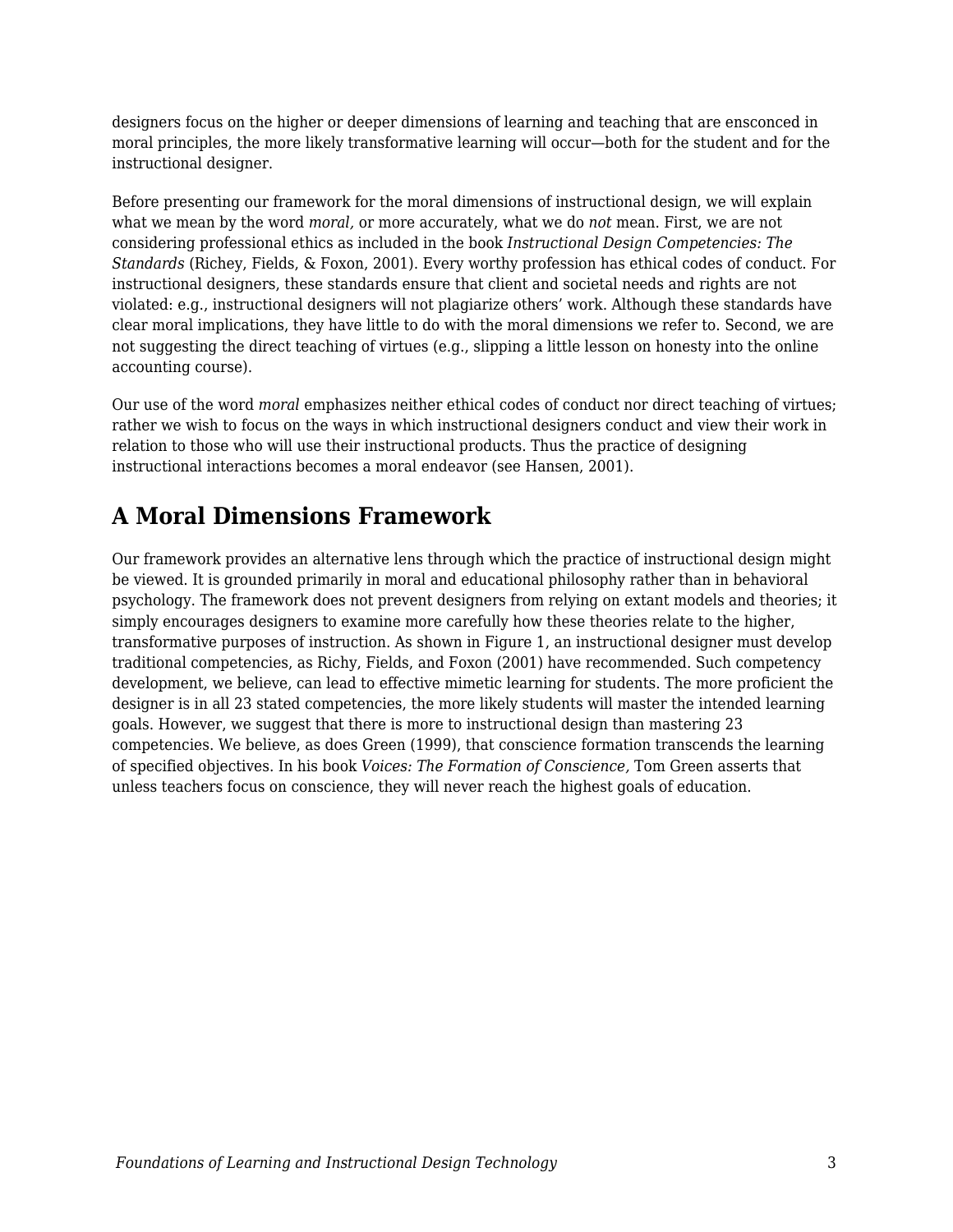designers focus on the higher or deeper dimensions of learning and teaching that are ensconced in moral principles, the more likely transformative learning will occur—both for the student and for the instructional designer.

Before presenting our framework for the moral dimensions of instructional design, we will explain what we mean by the word *moral,* or more accurately, what we do *not* mean. First, we are not considering professional ethics as included in the book *Instructional Design Competencies: The Standards* (Richey, Fields, & Foxon, 2001). Every worthy profession has ethical codes of conduct. For instructional designers, these standards ensure that client and societal needs and rights are not violated: e.g., instructional designers will not plagiarize others' work. Although these standards have clear moral implications, they have little to do with the moral dimensions we refer to. Second, we are not suggesting the direct teaching of virtues (e.g., slipping a little lesson on honesty into the online accounting course).

Our use of the word *moral* emphasizes neither ethical codes of conduct nor direct teaching of virtues; rather we wish to focus on the ways in which instructional designers conduct and view their work in relation to those who will use their instructional products. Thus the practice of designing instructional interactions becomes a moral endeavor (see Hansen, 2001).

## A Moral Dimensions Framework

Our framework provides an alternative lens through which the practice of instructional design might be viewed. It is grounded primarily in moral and educational philosophy rather than in behavioral psychology. The framework does not prevent designers from relying on extant models and theories; it simply encourages designers to examine more carefully how these theories relate to the higher, transformative purposes of instruction. As shown in Figure 1, an instructional designer must develop traditional competencies, as Richy, Fields, and Foxon (2001) have recommended. Such competency development, we believe, can lead to effective mimetic learning for students. The more proficient the designer is in all 23 stated competencies, the more likely students will master the intended learning goals. However, we suggest that there is more to instructional design than mastering 23 competencies. We believe, as does Green (1999), that conscience formation transcends the learning of specified objectives. In his book *Voices: The Formation of Conscience,* Tom Green asserts that unless teachers focus on conscience, they will never reach the highest goals of education.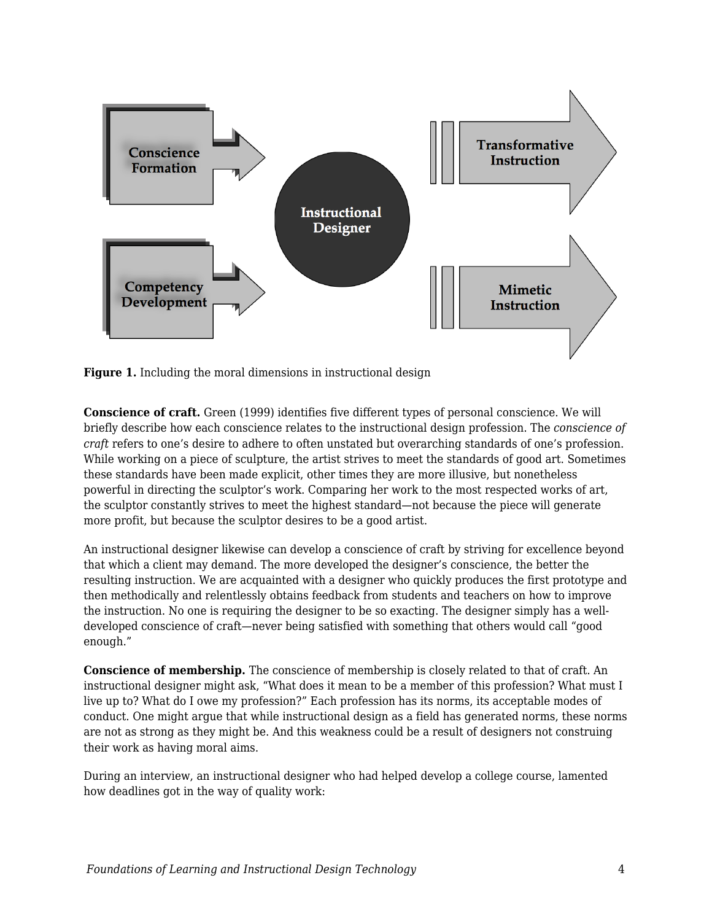**Figure 1.** Including the moral dimensions in instructional design

**Conscience of craft.** Green (1999) identifies five different types of personal conscience. We will briefly describe how each conscience relates to the instructional design profession. The *conscience of craft* refers to one's desire to adhere to often unstated but overarching standards of one's profession. While working on a piece of sculpture, the artist strives to meet the standards of good art. Sometimes these standards have been made explicit, other times they are more illusive, but nonetheless powerful in directing the sculptor's work. Comparing her work to the most respected works of art, the sculptor constantly strives to meet the highest standard—not because the piece will generate more profit, but because the sculptor desires to be a good artist.

An instructional designer likewise can develop a conscience of craft by striving for excellence beyond that which a client may demand. The more developed the designer's conscience, the better the resulting instruction. We are acquainted with a designer who quickly produces the first prototype and then methodically and relentlessly obtains feedback from students and teachers on how to improve the instruction. No one is requiring the designer to be so exacting. The designer simply has a well-developed conscience of craft—never being satisfied with something that others would call "good enough."

**Conscience of membership.** The conscience of membership is closely related to that of craft. An instructional designer might ask, "What does it mean to be a member of this profession? What must I live up to? What do I owe my profession?" Each profession has its norms, its acceptable modes of conduct. One might argue that while instructional design as a field has generated norms, these norms are not as strong as they might be. And this weakness could be a result of designers not construing their work as having moral aims.

During an interview, an instructional designer who had helped develop a college course, lamented how deadlines got in the way of quality work: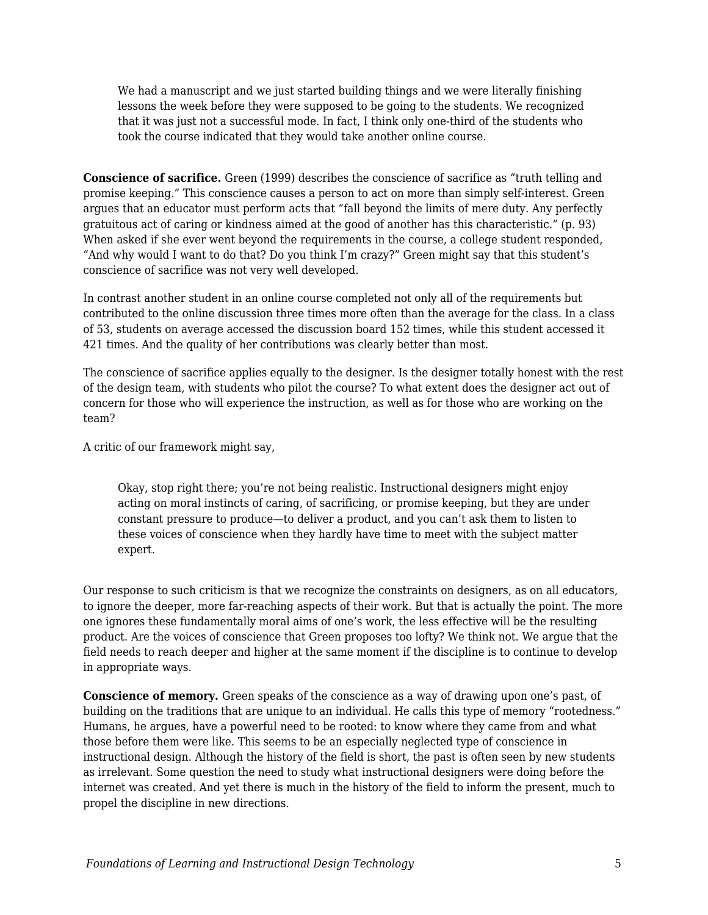> We had a manuscript and we just started building things and we were literally finishing lessons the week before they were supposed to be going to the students. We recognized that it was just not a successful mode. In fact, I think only one-third of the students who took the course indicated that they would take another online course.

**Conscience of sacrifice.** Green (1999) describes the conscience of sacrifice as “truth telling and promise keeping.” This conscience causes a person to act on more than simply self-interest. Green argues that an educator must perform acts that “fall beyond the limits of mere duty. Any perfectly gratuitous act of caring or kindness aimed at the good of another has this characteristic.” (p. 93) When asked if she ever went beyond the requirements in the course, a college student responded, “And why would I want to do that? Do you think I’m crazy?” Green might say that this student’s conscience of sacrifice was not very well developed.

In contrast another student in an online course completed not only all of the requirements but contributed to the online discussion three times more often than the average for the class. In a class of 53, students on average accessed the discussion board 152 times, while this student accessed it 421 times. And the quality of her contributions was clearly better than most.

The conscience of sacrifice applies equally to the designer. Is the designer totally honest with the rest of the design team, with students who pilot the course? To what extent does the designer act out of concern for those who will experience the instruction, as well as for those who are working on the team?

A critic of our framework might say,

> Okay, stop right there; you’re not being realistic. Instructional designers might enjoy acting on moral instincts of caring, of sacrificing, or promise keeping, but they are under constant pressure to produce—to deliver a product, and you can’t ask them to listen to these voices of conscience when they hardly have time to meet with the subject matter expert.

Our response to such criticism is that we recognize the constraints on designers, as on all educators, to ignore the deeper, more far-reaching aspects of their work. But that is actually the point. The more one ignores these fundamentally moral aims of one’s work, the less effective will be the resulting product. Are the voices of conscience that Green proposes too lofty? We think not. We argue that the field needs to reach deeper and higher at the same moment if the discipline is to continue to develop in appropriate ways.

**Conscience of memory.** Green speaks of the conscience as a way of drawing upon one’s past, of building on the traditions that are unique to an individual. He calls this type of memory “rootedness.” Humans, he argues, have a powerful need to be rooted: to know where they came from and what those before them were like. This seems to be an especially neglected type of conscience in instructional design. Although the history of the field is short, the past is often seen by new students as irrelevant. Some question the need to study what instructional designers were doing before the internet was created. And yet there is much in the history of the field to inform the present, much to propel the discipline in new directions.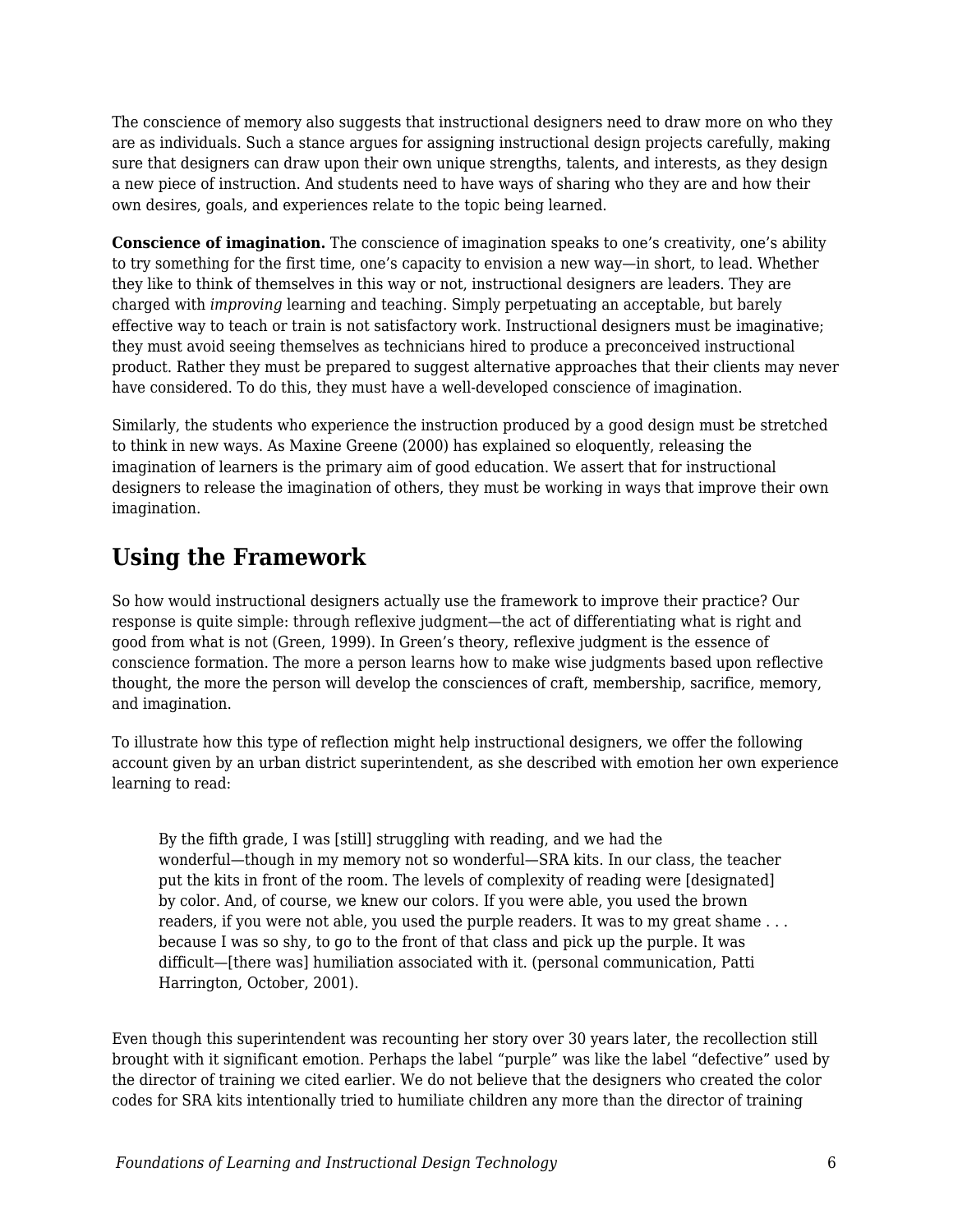The conscience of memory also suggests that instructional designers need to draw more on who they are as individuals. Such a stance argues for assigning instructional design projects carefully, making sure that designers can draw upon their own unique strengths, talents, and interests, as they design a new piece of instruction. And students need to have ways of sharing who they are and how their own desires, goals, and experiences relate to the topic being learned.

**Conscience of imagination.** The conscience of imagination speaks to one's creativity, one's ability to try something for the first time, one's capacity to envision a new way—in short, to lead. Whether they like to think of themselves in this way or not, instructional designers are leaders. They are charged with *improving* learning and teaching. Simply perpetuating an acceptable, but barely effective way to teach or train is not satisfactory work. Instructional designers must be imaginative; they must avoid seeing themselves as technicians hired to produce a preconceived instructional product. Rather they must be prepared to suggest alternative approaches that their clients may never have considered. To do this, they must have a well-developed conscience of imagination.

Similarly, the students who experience the instruction produced by a good design must be stretched to think in new ways. As Maxine Greene (2000) has explained so eloquently, releasing the imagination of learners is the primary aim of good education. We assert that for instructional designers to release the imagination of others, they must be working in ways that improve their own imagination.

## Using the Framework

So how would instructional designers actually use the framework to improve their practice? Our response is quite simple: through reflexive judgment—the act of differentiating what is right and good from what is not (Green, 1999). In Green's theory, reflexive judgment is the essence of conscience formation. The more a person learns how to make wise judgments based upon reflective thought, the more the person will develop the consciences of craft, membership, sacrifice, memory, and imagination.

To illustrate how this type of reflection might help instructional designers, we offer the following account given by an urban district superintendent, as she described with emotion her own experience learning to read:

> By the fifth grade, I was [still] struggling with reading, and we had the wonderful—though in my memory not so wonderful—SRA kits. In our class, the teacher put the kits in front of the room. The levels of complexity of reading were [designated] by color. And, of course, we knew our colors. If you were able, you used the brown readers, if you were not able, you used the purple readers. It was to my great shame . . . because I was so shy, to go to the front of that class and pick up the purple. It was difficult—[there was] humiliation associated with it. (personal communication, Patti Harrington, October, 2001).

Even though this superintendent was recounting her story over 30 years later, the recollection still brought with it significant emotion. Perhaps the label "purple" was like the label "defective" used by the director of training we cited earlier. We do not believe that the designers who created the color codes for SRA kits intentionally tried to humiliate children any more than the director of training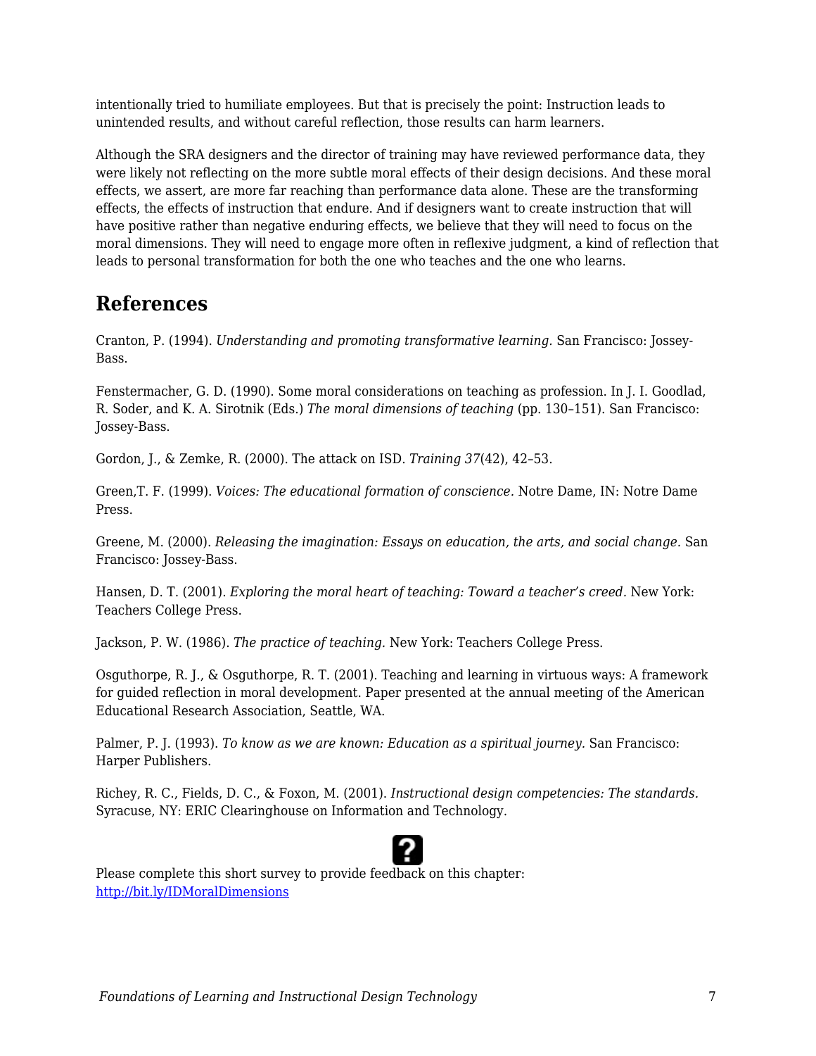intentionally tried to humiliate employees. But that is precisely the point: Instruction leads to unintended results, and without careful reflection, those results can harm learners.

Although the SRA designers and the director of training may have reviewed performance data, they were likely not reflecting on the more subtle moral effects of their design decisions. And these moral effects, we assert, are more far reaching than performance data alone. These are the transforming effects, the effects of instruction that endure. And if designers want to create instruction that will have positive rather than negative enduring effects, we believe that they will need to focus on the moral dimensions. They will need to engage more often in reflexive judgment, a kind of reflection that leads to personal transformation for both the one who teaches and the one who learns.

## References

Cranton, P. (1994). *Understanding and promoting transformative learning.* San Francisco: Jossey-Bass.

Fenstermacher, G. D. (1990). Some moral considerations on teaching as profession. In J. I. Goodlad, R. Soder, and K. A. Sirotnik (Eds.) *The moral dimensions of teaching* (pp. 130–151). San Francisco: Jossey-Bass.

Gordon, J., & Zemke, R. (2000). The attack on ISD. *Training 37*(42), 42–53.

Green,T. F. (1999). *Voices: The educational formation of conscience*. Notre Dame, IN: Notre Dame Press.

Greene, M. (2000). *Releasing the imagination: Essays on education, the arts, and social change.* San Francisco: Jossey-Bass.

Hansen, D. T. (2001). *Exploring the moral heart of teaching: Toward a teacher's creed.* New York: Teachers College Press.

Jackson, P. W. (1986). *The practice of teaching.* New York: Teachers College Press.

Osguthorpe, R. J., & Osguthorpe, R. T. (2001). Teaching and learning in virtuous ways: A framework for guided reflection in moral development. Paper presented at the annual meeting of the American Educational Research Association, Seattle, WA.

Palmer, P. J. (1993). *To know as we are known: Education as a spiritual journey.* San Francisco: Harper Publishers.

Richey, R. C., Fields, D. C., & Foxon, M. (2001). *Instructional design competencies: The standards.* Syracuse, NY: ERIC Clearinghouse on Information and Technology.

Please complete this short survey to provide feedback on this chapter: http://bit.ly/IDMoralDimensions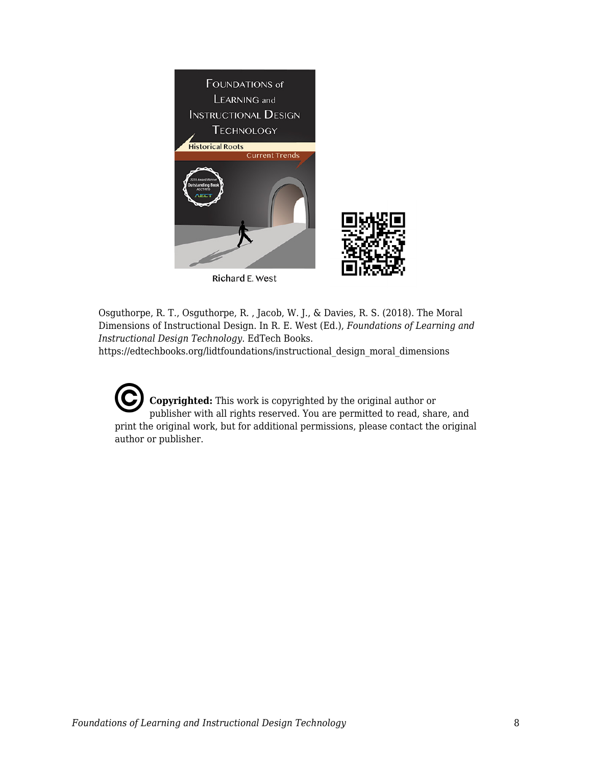Osguthorpe, R. T., Osguthorpe, R. , Jacob, W. J., & Davies, R. S. (2018). The Moral Dimensions of Instructional Design. In R. E. West (Ed.), *Foundations of Learning and Instructional Design Technology*. EdTech Books. https://edtechbooks.org/lidtfoundations/instructional_design_moral_dimensions

**Copyrighted:** This work is copyrighted by the original author or publisher with all rights reserved. You are permitted to read, share, and print the original work, but for additional permissions, please contact the original author or publisher.